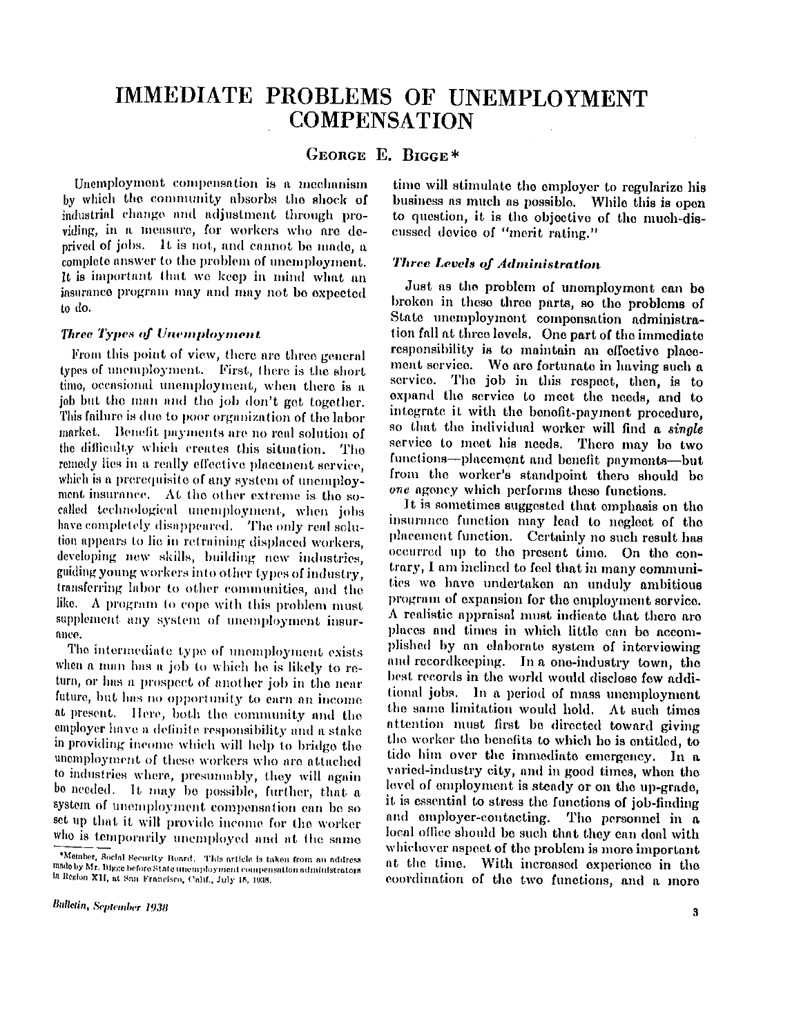# IMMEDIATE PROBLEMS OF UNEMPLOYMENT COMPENSATION

George E. Bigge*

Unemployment compensation is a mechanism by which the community absorbs the shock of industrial change and adjustment through providing, in a measure, for workers who are deprived of jobs. It is not, and cannot be made, a complete answer to the problem of unemployment. It is important that we keep in mind what an insurance program may and may not be expected to do.

### *Three Types of Unemployment*

From this point of view, there are three general types of unemployment. First, there is the short time, occasional unemployment, when there is a job but the man and the job don't get together. This failure is due to poor organization of the labor market. Benefit payments are no real solution of the difficulty which creates this situation. The remedy lies in a really effective placement service, which is a prerequisite of any system of unemployment insurance. At the other extreme is the so-called technological unemployment, when jobs have completely disappeared. The only real solution appears to lie in retraining displaced workers, developing new skills, building new industries, guiding young workers into other types of industry, transferring labor to other communities, and the like. A program to cope with this problem must supplement any system of unemployment insurance.

The intermediate type of unemployment exists when a man has a job to which he is likely to return, or has a prospect of another job in the near future, but has no opportunity to earn an income at present. Here, both the community and the employer have a definite responsibility and a stake in providing income which will help to bridge the unemployment of these workers who are attached to industries where, presumably, they will again be needed. It may be possible, further, that a system of unemployment compensation can be so set up that it will provide income for the worker who is temporarily unemployed and at the same time will stimulate the employer to regularize his business as much as possible. While this is open to question, it is the objective of the much-discussed device of "merit rating."

### *Three Levels of Administration*

Just as the problem of unemployment can be broken in these three parts, so the problems of State unemployment compensation administration fall at three levels. One part of the immediate responsibility is to maintain an effective placement service. We are fortunate in having such a service. The job in this respect, then, is to expand the service to meet the needs, and to integrate it with the benefit-payment procedure, so that the individual worker will find a *single* service to meet his needs. There may be two functions—placement and benefit payments—but from the worker's standpoint there should be *one* agency which performs these functions.

It is sometimes suggested that emphasis on the insurance function may lead to neglect of the placement function. Certainly no such result has occurred up to the present time. On the contrary, I am inclined to feel that in many communities we have undertaken an unduly ambitious program of expansion for the employment service. A realistic appraisal must indicate that there are places and times in which little can be accomplished by an elaborate system of interviewing and recordkeeping. In a one-industry town, the best records in the world would disclose few additional jobs. In a period of mass unemployment the same limitation would hold. At such times attention must first be directed toward giving the worker the benefits to which he is entitled, to tide him over the immediate emergency. In a varied-industry city, and in good times, when the level of employment is steady or on the up-grade, it is essential to stress the functions of job-finding and employer-contacting. The personnel in a local office should be such that they can deal with whichever aspect of the problem is more important at the time. With increased experience in the coordination of the two functions, and a more

*Member, Social Security Board. This article is taken from an address made by Mr. Bigge before State unemployment compensation administrators in Region XII, at San Francisco, Calif., July 18, 1938.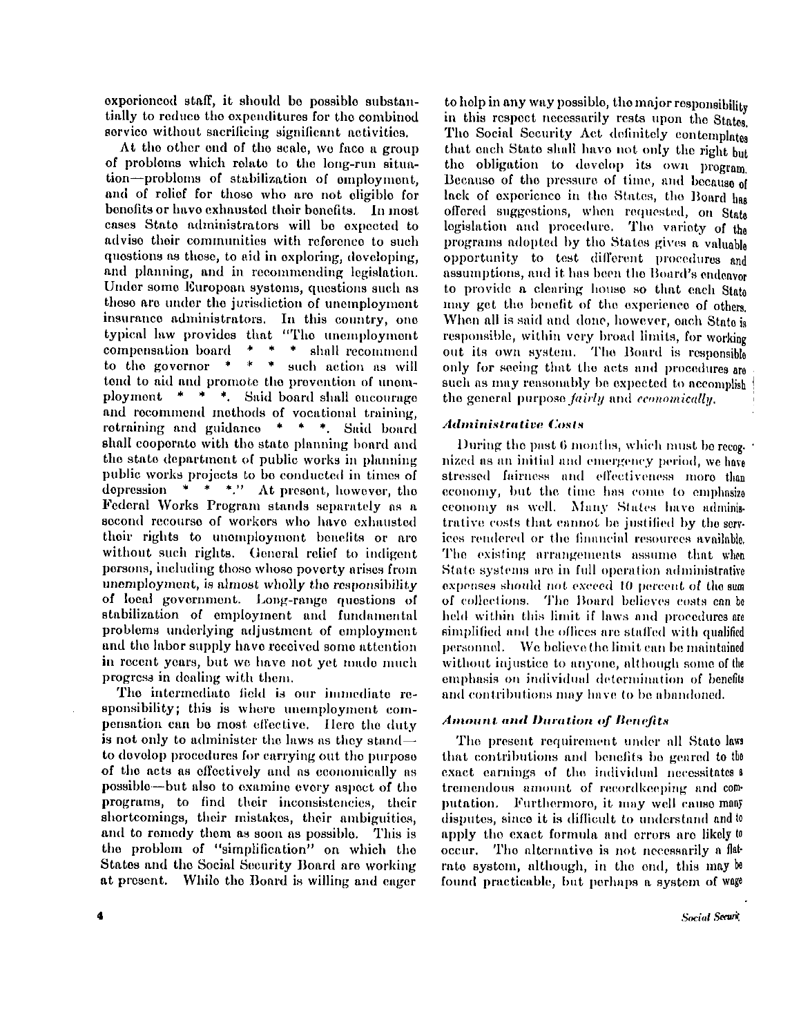experienced staff, it should be possible substantially to reduce the expenditures for the combined service without sacrificing significant activities.

At the other end of the scale, we face a group of problems which relate to the long-run situation—problems of stabilization of employment, and of relief for those who are not eligible for benefits or have exhausted their benefits. In most cases State administrators will be expected to advise their communities with reference to such questions as these, to aid in exploring, developing, and planning, and in recommending legislation. Under some European systems, questions such as these are under the jurisdiction of unemployment insurance administrators. In this country, one typical law provides that "The unemployment compensation board * * * shall recommend to the governor * * * such action as will tend to aid and promote the prevention of unemployment * * *. Said board shall encourage and recommend methods of vocational training, retraining and guidance * * *. Said board shall cooperate with the state planning board and the state department of public works in planning public works projects to be conducted in times of depression * * *." At present, however, the Federal Works Program stands separately as a second recourse of workers who have exhausted their rights to unemployment benefits or are without such rights. General relief to indigent persons, including those whose poverty arises from unemployment, is almost wholly the responsibility of local government. Long-range questions of stabilization of employment and fundamental problems underlying adjustment of employment and the labor supply have received some attention in recent years, but we have not yet made much progress in dealing with them.

The intermediate field is our immediate responsibility; this is where unemployment compensation can be most effective. Here the duty is not only to administer the laws as they stand—to develop procedures for carrying out the purpose of the acts as effectively and as economically as possible—but also to examine every aspect of the programs, to find their inconsistencies, their shortcomings, their mistakes, their ambiguities, and to remedy them as soon as possible. This is the problem of "simplification" on which the States and the Social Security Board are working at present. While the Board is willing and eager to help in any way possible, the major responsibility in this respect necessarily rests upon the States. The Social Security Act definitely contemplates that each State shall have not only the right but the obligation to develop its own program. Because of the pressure of time, and because of lack of experience in the States, the Board has offered suggestions, when requested, on State legislation and procedure. The variety of the programs adopted by the States gives a valuable opportunity to test different procedures and assumptions, and it has been the Board's endeavor to provide a clearing house so that each State may get the benefit of the experience of others. When all is said and done, however, each State is responsible, within very broad limits, for working out its own system. The Board is responsible only for seeing that the acts and procedures are such as may reasonably be expected to accomplish the general purpose *fairly* and *economically*.

### *Administrative Costs*

During the past 6 months, which must be recognized as an initial and emergency period, we have stressed fairness and effectiveness more than economy, but the time has come to emphasize economy as well. Many States have administrative costs that cannot be justified by the services rendered or the financial resources available. The existing arrangements assume that when State systems are in full operation administrative expenses should not exceed 10 percent of the sum of collections. The Board believes costs can be held within this limit if laws and procedures are simplified and the offices are staffed with qualified personnel. We believe the limit can be maintained without injustice to anyone, although some of the emphasis on individual determination of benefits and contributions may have to be abandoned.

### *Amount and Duration of Benefits*

The present requirement under all State laws that contributions and benefits be geared to the exact earnings of the individual necessitates a tremendous amount of recordkeeping and computation. Furthermore, it may well cause many disputes, since it is difficult to understand and to apply the exact formula and errors are likely to occur. The alternative is not necessarily a flat-rate system, although, in the end, this may be found practicable, but perhaps a system of wage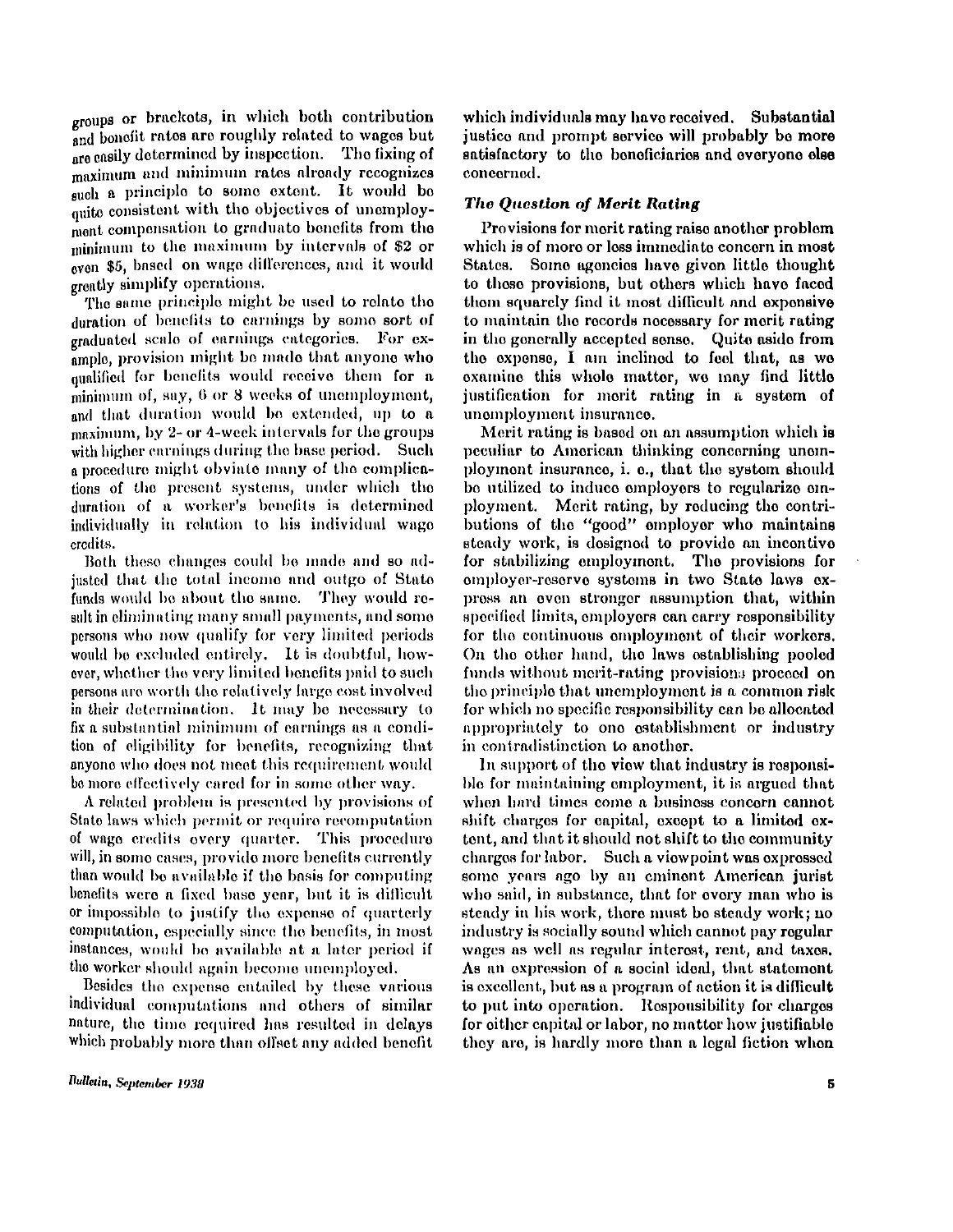groups or brackets, in which both contribution and benefit rates are roughly related to wages but are easily determined by inspection. The fixing of maximum and minimum rates already recognizes such a principle to some extent. It would be quite consistent with the objectives of unemployment compensation to graduate benefits from the minimum to the maximum by intervals of $2 or even $5, based on wage differences, and it would greatly simplify operations.

The same principle might be used to relate the duration of benefits to earnings by some sort of graduated scale of earnings categories. For example, provision might be made that anyone who qualified for benefits would receive them for a minimum of, say, 6 or 8 weeks of unemployment, and that duration would be extended, up to a maximum, by 2- or 4-week intervals for the groups with higher earnings during the base period. Such a procedure might obviate many of the complications of the present systems, under which the duration of a worker's benefits is determined individually in relation to his individual wage credits.

Both these changes could be made and so adjusted that the total income and outgo of State funds would be about the same. They would result in eliminating many small payments, and some persons who now qualify for very limited periods would be excluded entirely. It is doubtful, however, whether the very limited benefits paid to such persons are worth the relatively large cost involved in their determination. It may be necessary to fix a substantial minimum of earnings as a condition of eligibility for benefits, recognizing that anyone who does not meet this requirement would be more effectively cared for in some other way.

A related problem is presented by provisions of State laws which permit or require recomputation of wage credits every quarter. This procedure will, in some cases, provide more benefits currently than would be available if the basis for computing benefits were a fixed base year, but it is difficult or impossible to justify the expense of quarterly computation, especially since the benefits, in most instances, would be available at a later period if the worker should again become unemployed.

Besides the expense entailed by these various individual computations and others of similar nature, the time required has resulted in delays which probably more than offset any added benefit which individuals may have received. Substantial justice and prompt service will probably be more satisfactory to the beneficiaries and everyone else concerned.

### *The Question of Merit Rating*

Provisions for merit rating raise another problem which is of more or less immediate concern in most States. Some agencies have given little thought to these provisions, but others which have faced them squarely find it most difficult and expensive to maintain the records necessary for merit rating in the generally accepted sense. Quite aside from the expense, I am inclined to feel that, as we examine this whole matter, we may find little justification for merit rating in a system of unemployment insurance.

Merit rating is based on an assumption which is peculiar to American thinking concerning unemployment insurance, i. e., that the system should be utilized to induce employers to regularize employment. Merit rating, by reducing the contributions of the "good" employer who maintains steady work, is designed to provide an incentive for stabilizing employment. The provisions for employer-reserve systems in two State laws express an even stronger assumption that, within specified limits, employers can carry responsibility for the continuous employment of their workers. On the other hand, the laws establishing pooled funds without merit-rating provisions proceed on the principle that unemployment is a common risk for which no specific responsibility can be allocated appropriately to one establishment or industry in contradistinction to another.

In support of the view that industry is responsible for maintaining employment, it is argued that when hard times come a business concern cannot shift charges for capital, except to a limited extent, and that it should not shift to the community charges for labor. Such a viewpoint was expressed some years ago by an eminent American jurist who said, in substance, that for every man who is steady in his work, there must be steady work; no industry is socially sound which cannot pay regular wages as well as regular interest, rent, and taxes. As an expression of a social ideal, that statement is excellent, but as a program of action it is difficult to put into operation. Responsibility for charges for either capital or labor, no matter how justifiable they are, is hardly more than a legal fiction when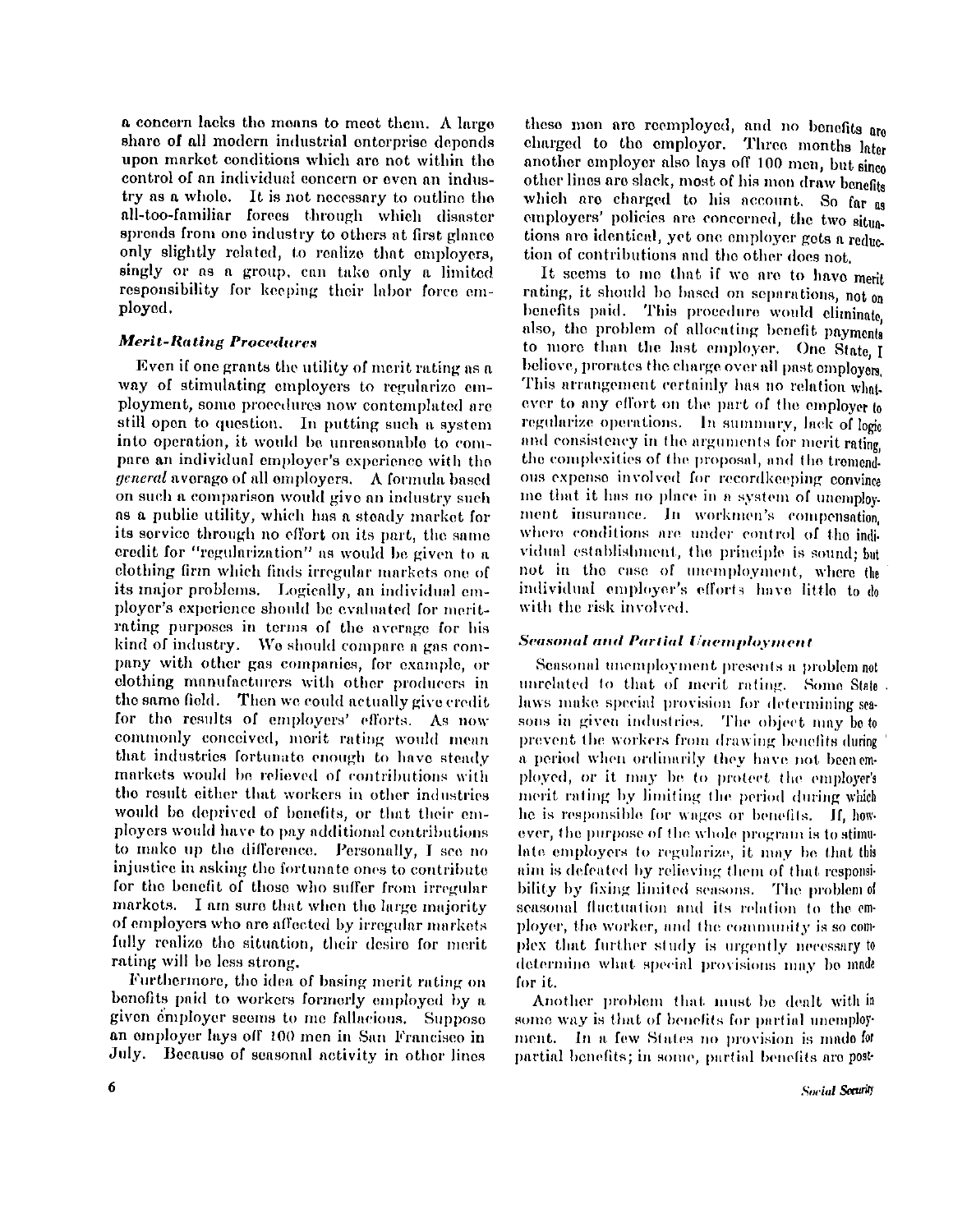a concern lacks the means to meet them. A large share of all modern industrial enterprise depends upon market conditions which are not within the control of an individual concern or even an industry as a whole. It is not necessary to outline the all-too-familiar forces through which disaster spreads from one industry to others at first glance only slightly related, to realize that employers, singly or as a group, can take only a limited responsibility for keeping their labor force employed.

### *Merit-Rating Procedures*

Even if one grants the utility of merit rating as a way of stimulating employers to regularize employment, some procedures now contemplated are still open to question. In putting such a system into operation, it would be unreasonable to compare an individual employer's experience with the *general* average of all employers. A formula based on such a comparison would give an industry such as a public utility, which has a steady market for its service through no effort on its part, the same credit for "regularization" as would be given to a clothing firm which finds irregular markets one of its major problems. Logically, an individual employer's experience should be evaluated for merit-rating purposes in terms of the average for his kind of industry. We should compare a gas company with other gas companies, for example, or clothing manufacturers with other producers in the same field. Then we could actually give credit for the results of employers' efforts. As now commonly conceived, merit rating would mean that industries fortunate enough to have steady markets would be relieved of contributions with the result either that workers in other industries would be deprived of benefits, or that their employers would have to pay additional contributions to make up the difference. Personally, I see no injustice in asking the fortunate ones to contribute for the benefit of those who suffer from irregular markets. I am sure that when the large majority of employers who are affected by irregular markets fully realize the situation, their desire for merit rating will be less strong.

Furthermore, the idea of basing merit rating on benefits paid to workers formerly employed by a given employer seems to me fallacious. Suppose an employer lays off 100 men in San Francisco in July. Because of seasonal activity in other lines these men are reemployed, and no benefits are charged to the employer. Three months later another employer also lays off 100 men, but since other lines are slack, most of his men draw benefits which are charged to his account. So far as employers' policies are concerned, the two situations are identical, yet one employer gets a reduction of contributions and the other does not.

It seems to me that if we are to have merit rating, it should be based on separations, not on benefits paid. This procedure would eliminate, also, the problem of allocating benefit payments to more than the last employer. One State, I believe, prorates the charge over all past employers. This arrangement certainly has no relation whatever to any effort on the part of the employer to regularize operations. In summary, lack of logic and consistency in the arguments for merit rating, the complexities of the proposal, and the tremendous expense involved for recordkeeping convince me that it has no place in a system of unemployment insurance. In workmen's compensation, where conditions are under control of the individual establishment, the principle is sound; but not in the case of unemployment, where the individual employer's efforts have little to do with the risk involved.

### *Seasonal and Partial Unemployment*

Seasonal unemployment presents a problem not unrelated to that of merit rating. Some State laws make special provision for determining seasons in given industries. The object may be to prevent the workers from drawing benefits during a period when ordinarily they have not been employed, or it may be to protect the employer's merit rating by limiting the period during which he is responsible for wages or benefits. If, however, the purpose of the whole program is to stimulate employers to regularize, it may be that this aim is defeated by relieving them of that responsibility by fixing limited seasons. The problem of seasonal fluctuation and its relation to the employer, the worker, and the community is so complex that further study is urgently necessary to determine what special provisions may be made for it.

Another problem that must be dealt with in some way is that of benefits for partial unemployment. In a few States no provision is made for partial benefits; in some, partial benefits are post-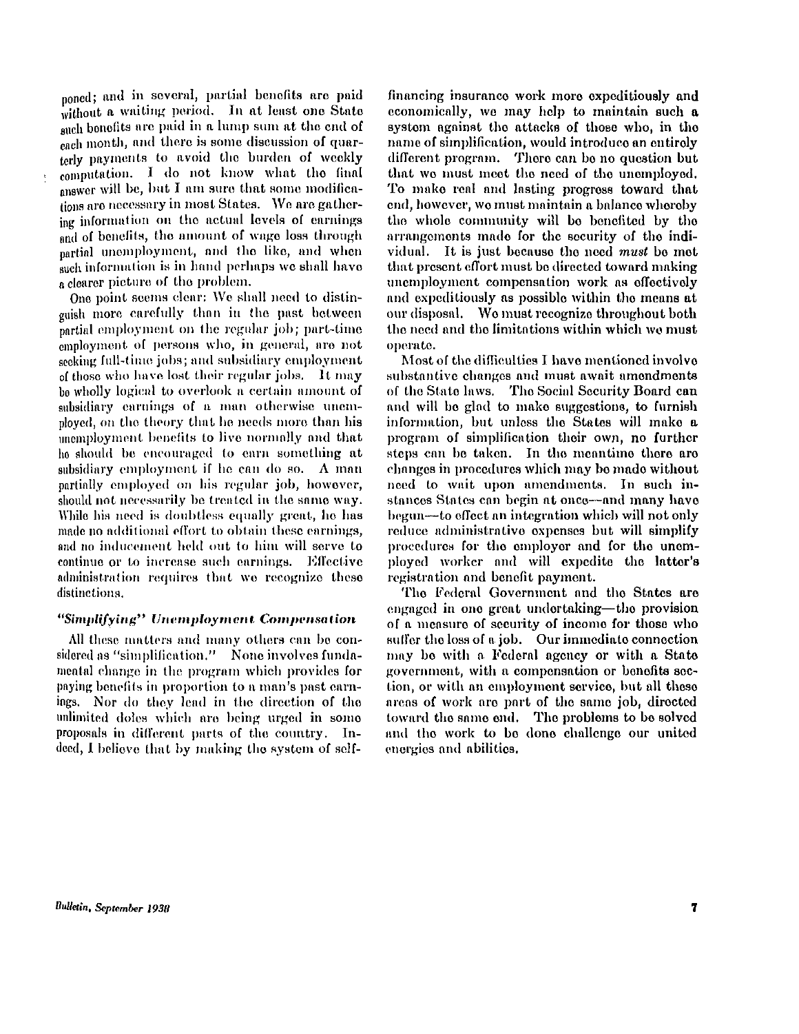poned; and in several, partial benefits are paid without a waiting period. In at least one State such benefits are paid in a lump sum at the end of each month, and there is some discussion of quarterly payments to avoid the burden of weekly computation. I do not know what the final answer will be, but I am sure that some modifications are necessary in most States. We are gathering information on the actual levels of earnings and of benefits, the amount of wage loss through partial unemployment, and the like, and when such information is in hand perhaps we shall have a clearer picture of the problem.

One point seems clear: We shall need to distinguish more carefully than in the past between partial employment on the regular job; part-time employment of persons who, in general, are not seeking full-time jobs; and subsidiary employment of those who have lost their regular jobs. It may be wholly logical to overlook a certain amount of subsidiary earnings of a man otherwise unemployed, on the theory that he needs more than his unemployment benefits to live normally and that he should be encouraged to earn something at subsidiary employment if he can do so. A man partially employed on his regular job, however, should not necessarily be treated in the same way. While his need is doubtless equally great, he has made no additional effort to obtain these earnings, and no inducement held out to him will serve to continue or to increase such earnings. Effective administration requires that we recognize these distinctions.

### *"Simplifying" Unemployment Compensation*

All these matters and many others can be considered as "simplification." None involves fundamental change in the program which provides for paying benefits in proportion to a man's past earnings. Nor do they lead in the direction of the unlimited doles which are being urged in some proposals in different parts of the country. Indeed, I believe that by making the system of self-financing insurance work more expeditiously and economically, we may help to maintain such a system against the attacks of those who, in the name of simplification, would introduce an entirely different program. There can be no question but that we must meet the need of the unemployed. To make real and lasting progress toward that end, however, we must maintain a balance whereby the whole community will be benefited by the arrangements made for the security of the individual. It is just because the need *must* be met that present effort must be directed toward making unemployment compensation work as effectively and expeditiously as possible within the means at our disposal. We must recognize throughout both the need and the limitations within which we must operate.

Most of the difficulties I have mentioned involve substantive changes and must await amendments of the State laws. The Social Security Board can and will be glad to make suggestions, to furnish information, but unless the States will make a program of simplification their own, no further steps can be taken. In the meantime there are changes in procedures which may be made without need to wait upon amendments. In such instances States can begin at once—and many have begun—to effect an integration which will not only reduce administrative expenses but will simplify procedures for the employer and for the unemployed worker and will expedite the latter's registration and benefit payment.

The Federal Government and the States are engaged in one great undertaking—the provision of a measure of security of income for those who suffer the loss of a job. Our immediate connection may be with a Federal agency or with a State government, with a compensation or benefits section, or with an employment service, but all these areas of work are part of the same job, directed toward the same end. The problems to be solved and the work to be done challenge our united energies and abilities.